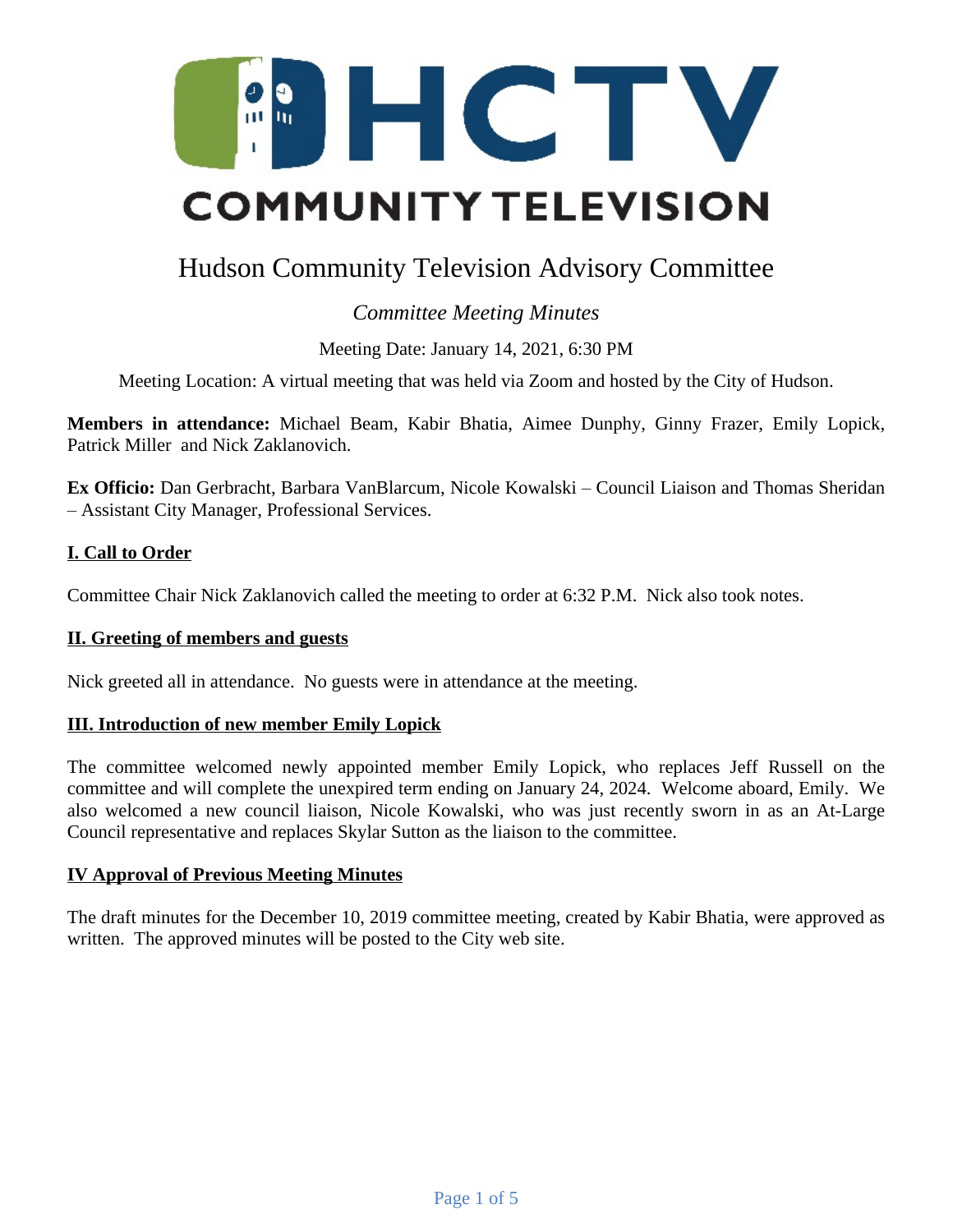# HCTV COMMUNITY TELEVISION

## Hudson Community Television Advisory Committee

*Committee Meeting Minutes*

Meeting Date: January 14, 2021, 6:30 PM

Meeting Location: A virtual meeting that was held via Zoom and hosted by the City of Hudson.

**Members in attendance:** Michael Beam, Kabir Bhatia, Aimee Dunphy, Ginny Frazer, Emily Lopick, Patrick Miller and Nick Zaklanovich.

**Ex Officio:** Dan Gerbracht, Barbara VanBlarcum, Nicole Kowalski – Council Liaison and Thomas Sheridan – Assistant City Manager, Professional Services.

### I. Call to Order

Committee Chair Nick Zaklanovich called the meeting to order at 6:32 P.M. Nick also took notes.

### II. Greeting of members and guests

Nick greeted all in attendance. No guests were in attendance at the meeting.

### III. Introduction of new member Emily Lopick

The committee welcomed newly appointed member Emily Lopick, who replaces Jeff Russell on the committee and will complete the unexpired term ending on January 24, 2024. Welcome aboard, Emily. We also welcomed a new council liaison, Nicole Kowalski, who was just recently sworn in as an At-Large Council representative and replaces Skylar Sutton as the liaison to the committee.

### IV Approval of Previous Meeting Minutes

The draft minutes for the December 10, 2019 committee meeting, created by Kabir Bhatia, were approved as written. The approved minutes will be posted to the City web site.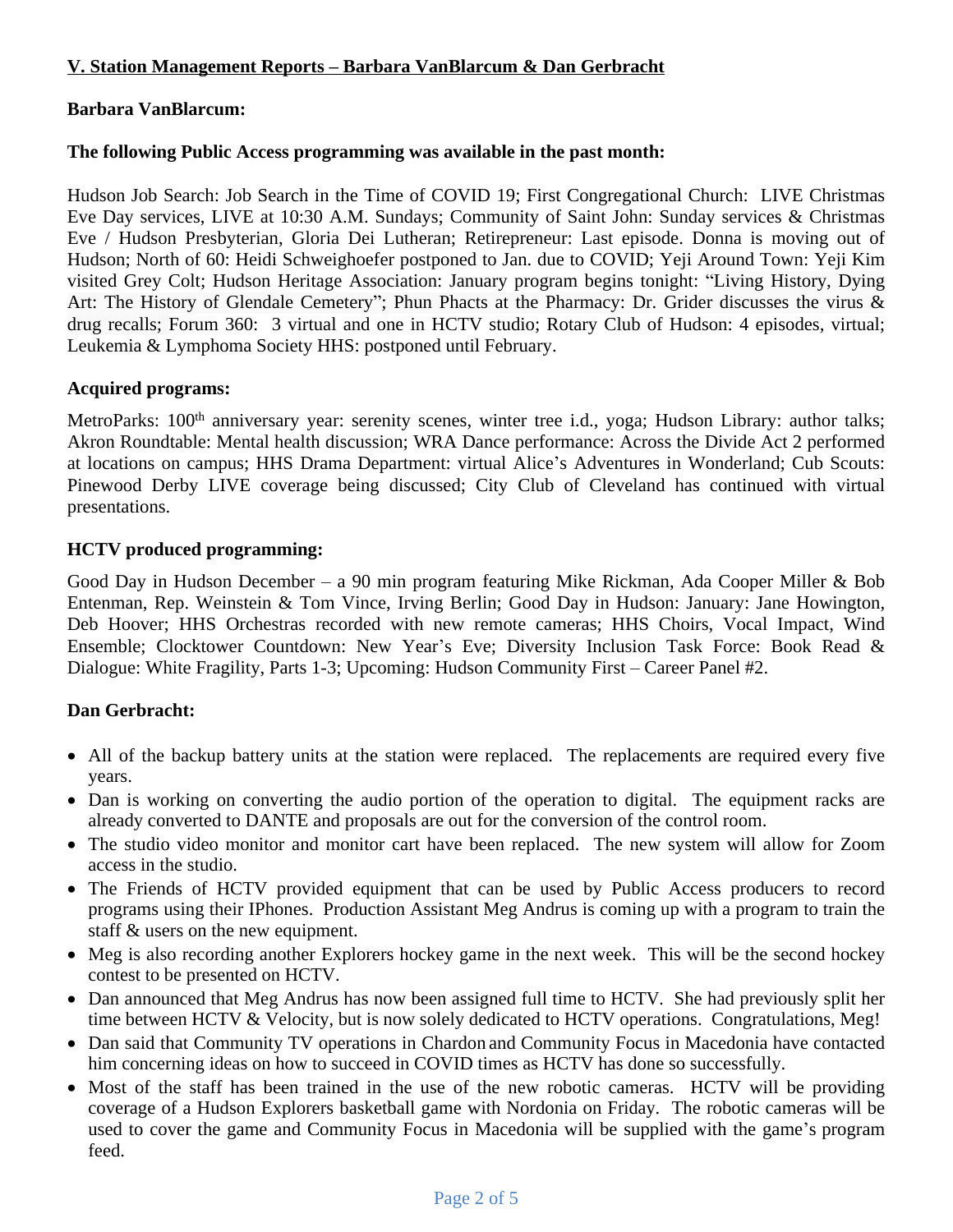## V. Station Management Reports – Barbara VanBlarcum & Dan Gerbracht

**Barbara VanBlarcum:**

**The following Public Access programming was available in the past month:**

Hudson Job Search: Job Search in the Time of COVID 19; First Congregational Church: LIVE Christmas Eve Day services, LIVE at 10:30 A.M. Sundays; Community of Saint John: Sunday services & Christmas Eve / Hudson Presbyterian, Gloria Dei Lutheran; Retirepreneur: Last episode. Donna is moving out of Hudson; North of 60: Heidi Schweighoefer postponed to Jan. due to COVID; Yeji Around Town: Yeji Kim visited Grey Colt; Hudson Heritage Association: January program begins tonight: "Living History, Dying Art: The History of Glendale Cemetery"; Phun Phacts at the Pharmacy: Dr. Grider discusses the virus & drug recalls; Forum 360: 3 virtual and one in HCTV studio; Rotary Club of Hudson: 4 episodes, virtual; Leukemia & Lymphoma Society HHS: postponed until February.

**Acquired programs:**

MetroParks: 100th anniversary year: serenity scenes, winter tree i.d., yoga; Hudson Library: author talks; Akron Roundtable: Mental health discussion; WRA Dance performance: Across the Divide Act 2 performed at locations on campus; HHS Drama Department: virtual Alice's Adventures in Wonderland; Cub Scouts: Pinewood Derby LIVE coverage being discussed; City Club of Cleveland has continued with virtual presentations.

**HCTV produced programming:**

Good Day in Hudson December – a 90 min program featuring Mike Rickman, Ada Cooper Miller & Bob Entenman, Rep. Weinstein & Tom Vince, Irving Berlin; Good Day in Hudson: January: Jane Howington, Deb Hoover; HHS Orchestras recorded with new remote cameras; HHS Choirs, Vocal Impact, Wind Ensemble; Clocktower Countdown: New Year's Eve; Diversity Inclusion Task Force: Book Read & Dialogue: White Fragility, Parts 1-3; Upcoming: Hudson Community First – Career Panel #2.

**Dan Gerbracht:**

- All of the backup battery units at the station were replaced. The replacements are required every five years.
- Dan is working on converting the audio portion of the operation to digital. The equipment racks are already converted to DANTE and proposals are out for the conversion of the control room.
- The studio video monitor and monitor cart have been replaced. The new system will allow for Zoom access in the studio.
- The Friends of HCTV provided equipment that can be used by Public Access producers to record programs using their IPhones. Production Assistant Meg Andrus is coming up with a program to train the staff & users on the new equipment.
- Meg is also recording another Explorers hockey game in the next week. This will be the second hockey contest to be presented on HCTV.
- Dan announced that Meg Andrus has now been assigned full time to HCTV. She had previously split her time between HCTV & Velocity, but is now solely dedicated to HCTV operations. Congratulations, Meg!
- Dan said that Community TV operations in Chardon and Community Focus in Macedonia have contacted him concerning ideas on how to succeed in COVID times as HCTV has done so successfully.
- Most of the staff has been trained in the use of the new robotic cameras. HCTV will be providing coverage of a Hudson Explorers basketball game with Nordonia on Friday. The robotic cameras will be used to cover the game and Community Focus in Macedonia will be supplied with the game's program feed.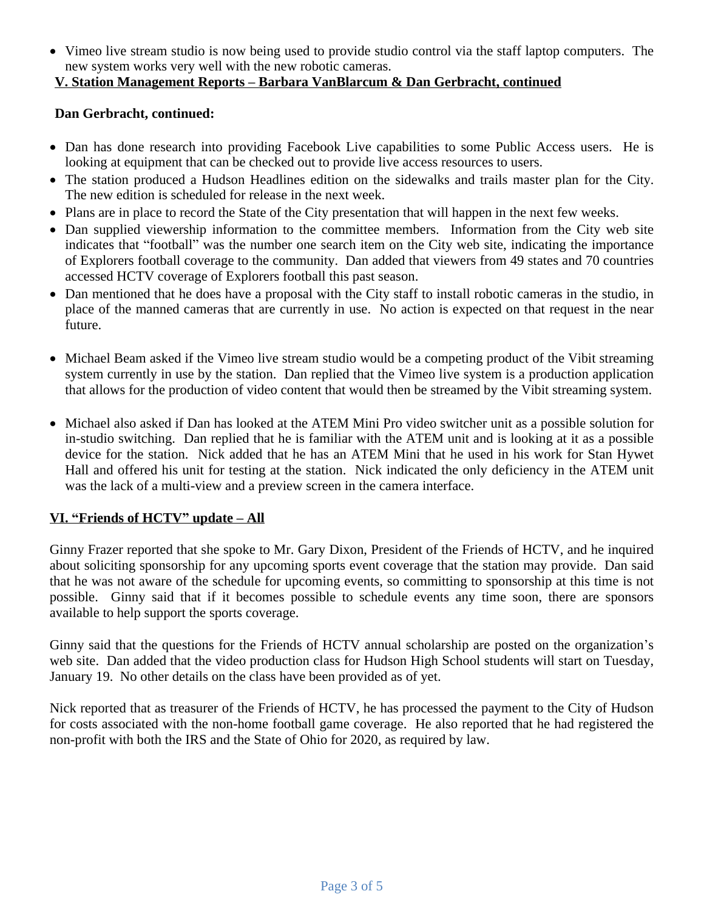- Vimeo live stream studio is now being used to provide studio control via the staff laptop computers. The new system works very well with the new robotic cameras.

**V. Station Management Reports – Barbara VanBlarcum & Dan Gerbracht, continued**

**Dan Gerbracht, continued:**

- Dan has done research into providing Facebook Live capabilities to some Public Access users. He is looking at equipment that can be checked out to provide live access resources to users.
- The station produced a Hudson Headlines edition on the sidewalks and trails master plan for the City. The new edition is scheduled for release in the next week.
- Plans are in place to record the State of the City presentation that will happen in the next few weeks.
- Dan supplied viewership information to the committee members. Information from the City web site indicates that "football" was the number one search item on the City web site, indicating the importance of Explorers football coverage to the community. Dan added that viewers from 49 states and 70 countries accessed HCTV coverage of Explorers football this past season.
- Dan mentioned that he does have a proposal with the City staff to install robotic cameras in the studio, in place of the manned cameras that are currently in use. No action is expected on that request in the near future.

- Michael Beam asked if the Vimeo live stream studio would be a competing product of the Vibit streaming system currently in use by the station. Dan replied that the Vimeo live system is a production application that allows for the production of video content that would then be streamed by the Vibit streaming system.

- Michael also asked if Dan has looked at the ATEM Mini Pro video switcher unit as a possible solution for in-studio switching. Dan replied that he is familiar with the ATEM unit and is looking at it as a possible device for the station. Nick added that he has an ATEM Mini that he used in his work for Stan Hywet Hall and offered his unit for testing at the station. Nick indicated the only deficiency in the ATEM unit was the lack of a multi-view and a preview screen in the camera interface.

**VI. "Friends of HCTV" update – All**

Ginny Frazer reported that she spoke to Mr. Gary Dixon, President of the Friends of HCTV, and he inquired about soliciting sponsorship for any upcoming sports event coverage that the station may provide. Dan said that he was not aware of the schedule for upcoming events, so committing to sponsorship at this time is not possible. Ginny said that if it becomes possible to schedule events any time soon, there are sponsors available to help support the sports coverage.

Ginny said that the questions for the Friends of HCTV annual scholarship are posted on the organization's web site. Dan added that the video production class for Hudson High School students will start on Tuesday, January 19. No other details on the class have been provided as of yet.

Nick reported that as treasurer of the Friends of HCTV, he has processed the payment to the City of Hudson for costs associated with the non-home football game coverage. He also reported that he had registered the non-profit with both the IRS and the State of Ohio for 2020, as required by law.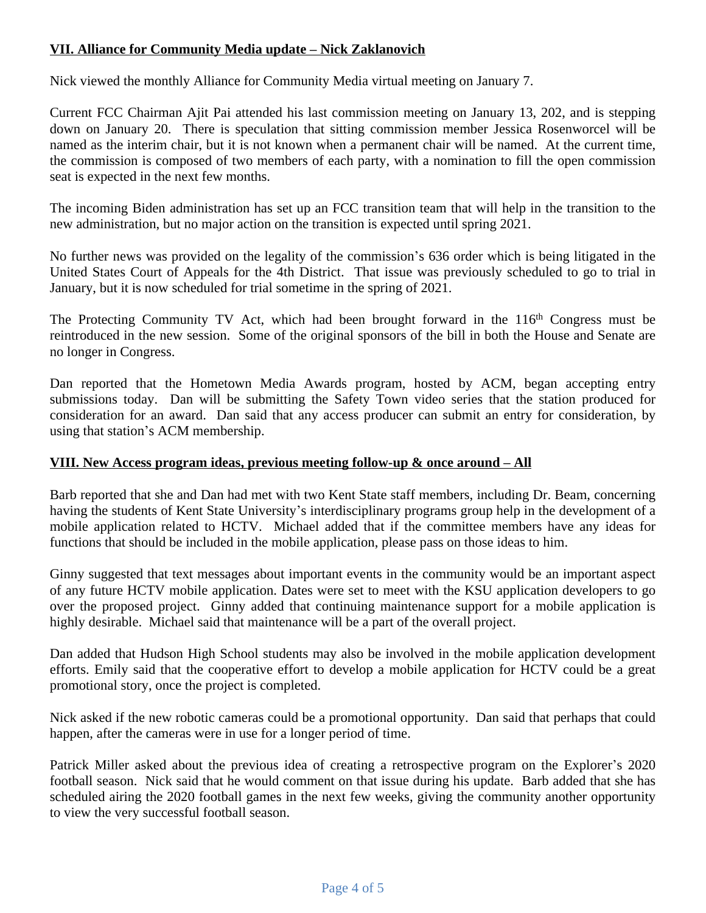**VII. Alliance for Community Media update – Nick Zaklanovich**

Nick viewed the monthly Alliance for Community Media virtual meeting on January 7.

Current FCC Chairman Ajit Pai attended his last commission meeting on January 13, 202, and is stepping down on January 20. There is speculation that sitting commission member Jessica Rosenworcel will be named as the interim chair, but it is not known when a permanent chair will be named. At the current time, the commission is composed of two members of each party, with a nomination to fill the open commission seat is expected in the next few months.

The incoming Biden administration has set up an FCC transition team that will help in the transition to the new administration, but no major action on the transition is expected until spring 2021.

No further news was provided on the legality of the commission's 636 order which is being litigated in the United States Court of Appeals for the 4th District. That issue was previously scheduled to go to trial in January, but it is now scheduled for trial sometime in the spring of 2021.

The Protecting Community TV Act, which had been brought forward in the 116th Congress must be reintroduced in the new session. Some of the original sponsors of the bill in both the House and Senate are no longer in Congress.

Dan reported that the Hometown Media Awards program, hosted by ACM, began accepting entry submissions today. Dan will be submitting the Safety Town video series that the station produced for consideration for an award. Dan said that any access producer can submit an entry for consideration, by using that station's ACM membership.

**VIII. New Access program ideas, previous meeting follow-up & once around – All**

Barb reported that she and Dan had met with two Kent State staff members, including Dr. Beam, concerning having the students of Kent State University's interdisciplinary programs group help in the development of a mobile application related to HCTV. Michael added that if the committee members have any ideas for functions that should be included in the mobile application, please pass on those ideas to him.

Ginny suggested that text messages about important events in the community would be an important aspect of any future HCTV mobile application. Dates were set to meet with the KSU application developers to go over the proposed project. Ginny added that continuing maintenance support for a mobile application is highly desirable. Michael said that maintenance will be a part of the overall project.

Dan added that Hudson High School students may also be involved in the mobile application development efforts. Emily said that the cooperative effort to develop a mobile application for HCTV could be a great promotional story, once the project is completed.

Nick asked if the new robotic cameras could be a promotional opportunity. Dan said that perhaps that could happen, after the cameras were in use for a longer period of time.

Patrick Miller asked about the previous idea of creating a retrospective program on the Explorer's 2020 football season. Nick said that he would comment on that issue during his update. Barb added that she has scheduled airing the 2020 football games in the next few weeks, giving the community another opportunity to view the very successful football season.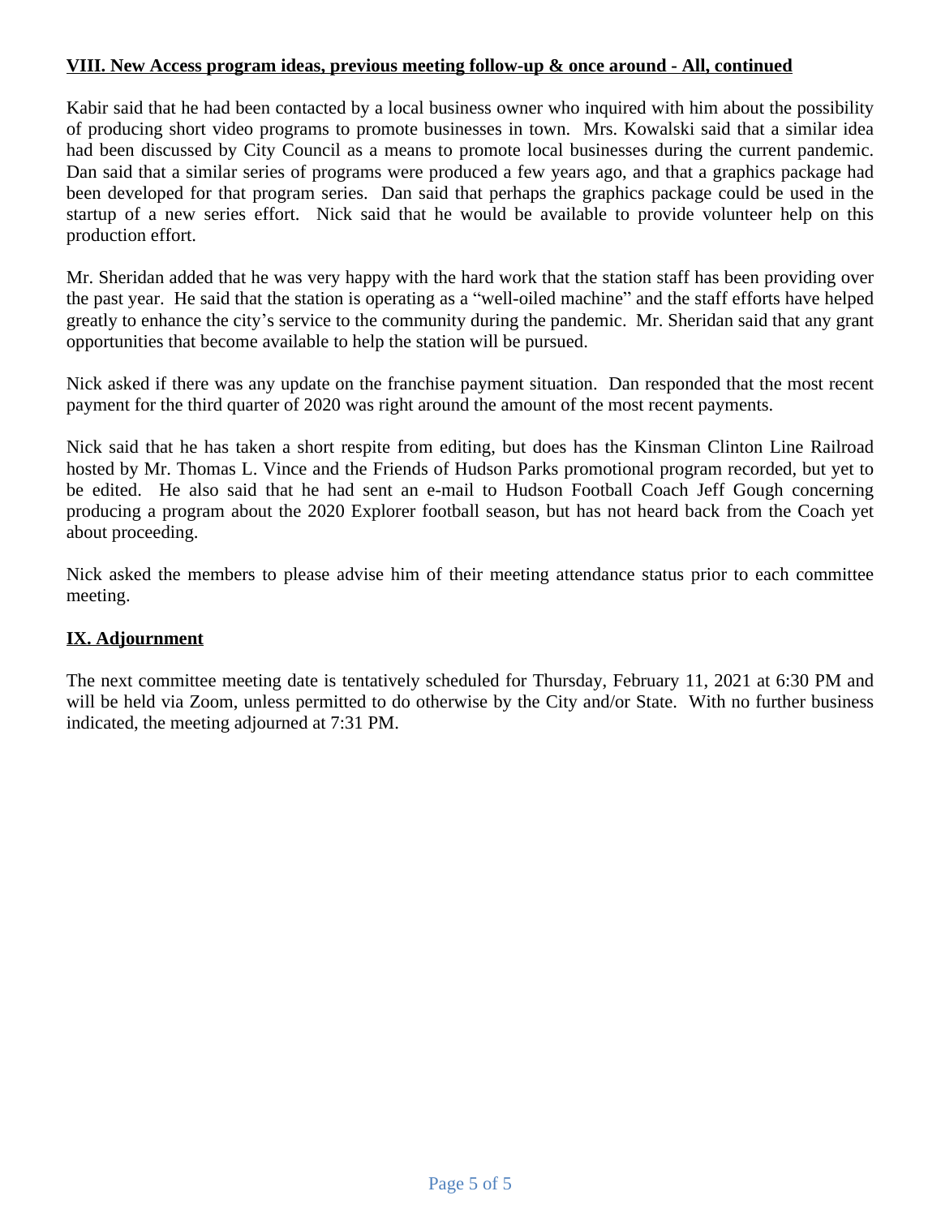**VIII. New Access program ideas, previous meeting follow-up & once around - All, continued**

Kabir said that he had been contacted by a local business owner who inquired with him about the possibility of producing short video programs to promote businesses in town. Mrs. Kowalski said that a similar idea had been discussed by City Council as a means to promote local businesses during the current pandemic. Dan said that a similar series of programs were produced a few years ago, and that a graphics package had been developed for that program series. Dan said that perhaps the graphics package could be used in the startup of a new series effort. Nick said that he would be available to provide volunteer help on this production effort.

Mr. Sheridan added that he was very happy with the hard work that the station staff has been providing over the past year. He said that the station is operating as a "well-oiled machine" and the staff efforts have helped greatly to enhance the city's service to the community during the pandemic. Mr. Sheridan said that any grant opportunities that become available to help the station will be pursued.

Nick asked if there was any update on the franchise payment situation. Dan responded that the most recent payment for the third quarter of 2020 was right around the amount of the most recent payments.

Nick said that he has taken a short respite from editing, but does has the Kinsman Clinton Line Railroad hosted by Mr. Thomas L. Vince and the Friends of Hudson Parks promotional program recorded, but yet to be edited. He also said that he had sent an e-mail to Hudson Football Coach Jeff Gough concerning producing a program about the 2020 Explorer football season, but has not heard back from the Coach yet about proceeding.

Nick asked the members to please advise him of their meeting attendance status prior to each committee meeting.

**IX. Adjournment**

The next committee meeting date is tentatively scheduled for Thursday, February 11, 2021 at 6:30 PM and will be held via Zoom, unless permitted to do otherwise by the City and/or State. With no further business indicated, the meeting adjourned at 7:31 PM.